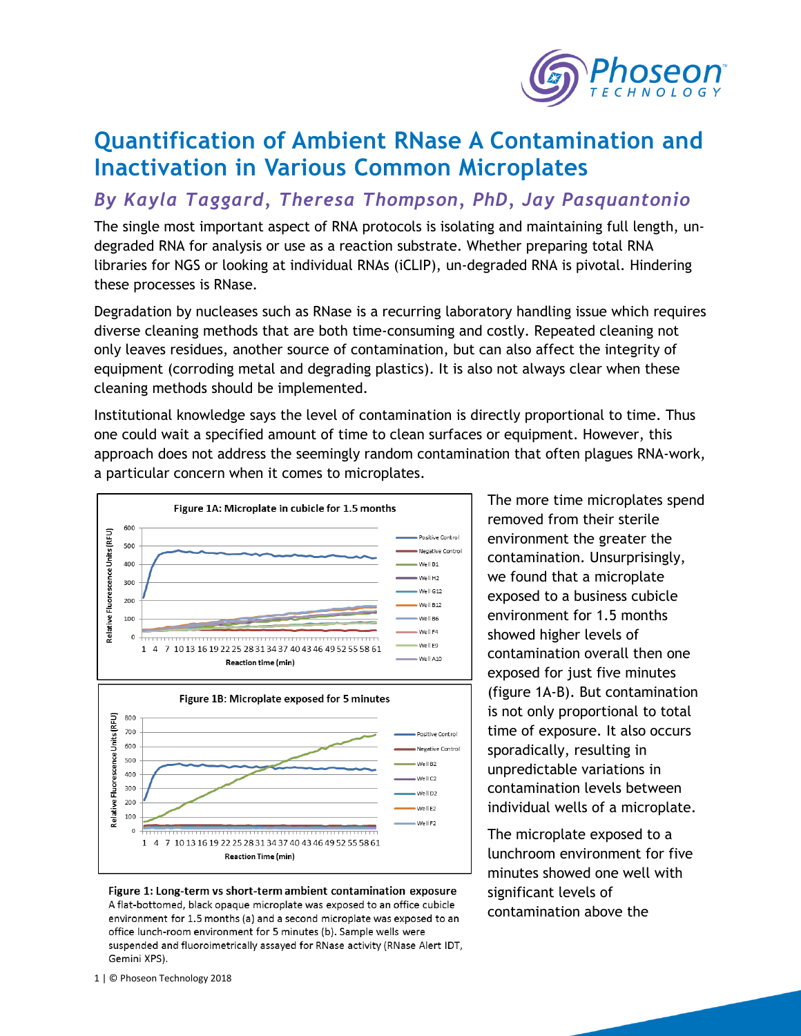# Quantification of Ambient RNase A Contamination and Inactivation in Various Common Microplates

## *By Kayla Taggard, Theresa Thompson, PhD, Jay Pasquantonio*

The single most important aspect of RNA protocols is isolating and maintaining full length, un-degraded RNA for analysis or use as a reaction substrate. Whether preparing total RNA libraries for NGS or looking at individual RNAs (iCLIP), un-degraded RNA is pivotal. Hindering these processes is RNase.

Degradation by nucleases such as RNase is a recurring laboratory handling issue which requires diverse cleaning methods that are both time-consuming and costly. Repeated cleaning not only leaves residues, another source of contamination, but can also affect the integrity of equipment (corroding metal and degrading plastics). It is also not always clear when these cleaning methods should be implemented.

Institutional knowledge says the level of contamination is directly proportional to time. Thus one could wait a specified amount of time to clean surfaces or equipment. However, this approach does not address the seemingly random contamination that often plagues RNA-work, a particular concern when it comes to microplates.

**Figure 1: Long-term vs short-term ambient contamination exposure**
A flat-bottomed, black opaque microplate was exposed to an office cubicle environment for 1.5 months (a) and a second microplate was exposed to an office lunch-room environment for 5 minutes (b). Sample wells were suspended and fluoriometrically assayed for RNase activity (RNase Alert IDT, Gemini XPS).

The more time microplates spend removed from their sterile environment the greater the contamination. Unsurprisingly, we found that a microplate exposed to a business cubicle environment for 1.5 months showed higher levels of contamination overall then one exposed for just five minutes (figure 1A-B). But contamination is not only proportional to total time of exposure. It also occurs sporadically, resulting in unpredictable variations in contamination levels between individual wells of a microplate.

The microplate exposed to a lunchroom environment for five minutes showed one well with significant levels of contamination above the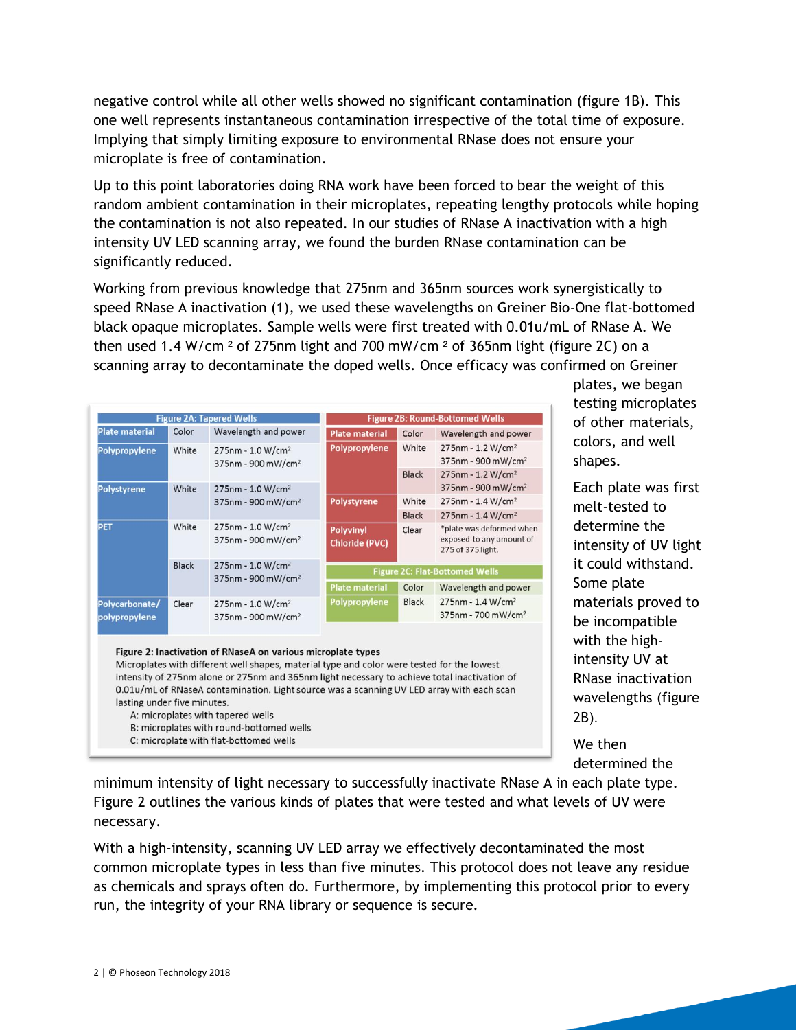negative control while all other wells showed no significant contamination (figure 1B). This one well represents instantaneous contamination irrespective of the total time of exposure. Implying that simply limiting exposure to environmental RNase does not ensure your microplate is free of contamination.

Up to this point laboratories doing RNA work have been forced to bear the weight of this random ambient contamination in their microplates, repeating lengthy protocols while hoping the contamination is not also repeated. In our studies of RNase A inactivation with a high intensity UV LED scanning array, we found the burden RNase contamination can be significantly reduced.

Working from previous knowledge that 275nm and 365nm sources work synergistically to speed RNase A inactivation (1), we used these wavelengths on Greiner Bio-One flat-bottomed black opaque microplates. Sample wells were first treated with 0.01u/mL of RNase A. We then used 1.4 W/cm $^2$ of 275nm light and 700 mW/cm $^2$ of 365nm light (figure 2C) on a scanning array to decontaminate the doped wells. Once efficacy was confirmed on Greiner plates, we began testing microplates of other materials, colors, and well shapes.

Each plate was first melt-tested to determine the intensity of UV light it could withstand. Some plate materials proved to be incompatible with the high-intensity UV at RNase inactivation wavelengths (figure 2B).

We then determined the minimum intensity of light necessary to successfully inactivate RNase A in each plate type. Figure 2 outlines the various kinds of plates that were tested and what levels of UV were necessary.

**Figure 2A: Tapered Wells**

| Plate material | Color | Wavelength and power |
|---|---|---|
| Polypropylene | White | 275nm - 1.0 W/cm $^2$<br>375nm - 900 mW/cm $^2$ |
| Polystyrene | White | 275nm - 1.0 W/cm $^2$<br>375nm - 900 mW/cm $^2$ |
| PET | White | 275nm - 1.0 W/cm $^2$<br>375nm - 900 mW/cm $^2$ |
| | Black | 275nm - 1.0 W/cm $^2$<br>375nm - 900 mW/cm $^2$ |
| Polycarbonate/ polypropylene | Clear | 275nm - 1.0 W/cm $^2$<br>375nm - 900 mW/cm $^2$ |

**Figure 2B: Round-Bottomed Wells**

| Plate material | Color | Wavelength and power |
|---|---|---|
| Polypropylene | White | 275nm - 1.2 W/cm $^2$<br>375nm - 900 mW/cm $^2$ |
| | Black | 275nm - 1.2 W/cm $^2$<br>375nm - 900 mW/cm $^2$ |
| Polystyrene | White | 275nm - 1.4 W/cm $^2$ |
| | Black | 275nm - 1.4 W/cm $^2$ |
| Polyvinyl Chloride (PVC) | Clear | *plate was deformed when exposed to any amount of 275 of 375 light. |

**Figure 2C: Flat-Bottomed Wells**

| Plate material | Color | Wavelength and power |
|---|---|---|
| Polypropylene | Black | 275nm - 1.4 W/cm $^2$<br>375nm - 700 mW/cm $^2$ |

**Figure 2: Inactivation of RNaseA on various microplate types**
Microplates with different well shapes, material type and color were tested for the lowest intensity of 275nm alone or 275nm and 365nm light necessary to achieve total inactivation of 0.01u/mL of RNaseA contamination. Light source was a scanning UV LED array with each scan lasting under five minutes.
A: microplates with tapered wells
B: microplates with round-bottomed wells
C: microplate with flat-bottomed wells

With a high-intensity, scanning UV LED array we effectively decontaminated the most common microplate types in less than five minutes. This protocol does not leave any residue as chemicals and sprays often do. Furthermore, by implementing this protocol prior to every run, the integrity of your RNA library or sequence is secure.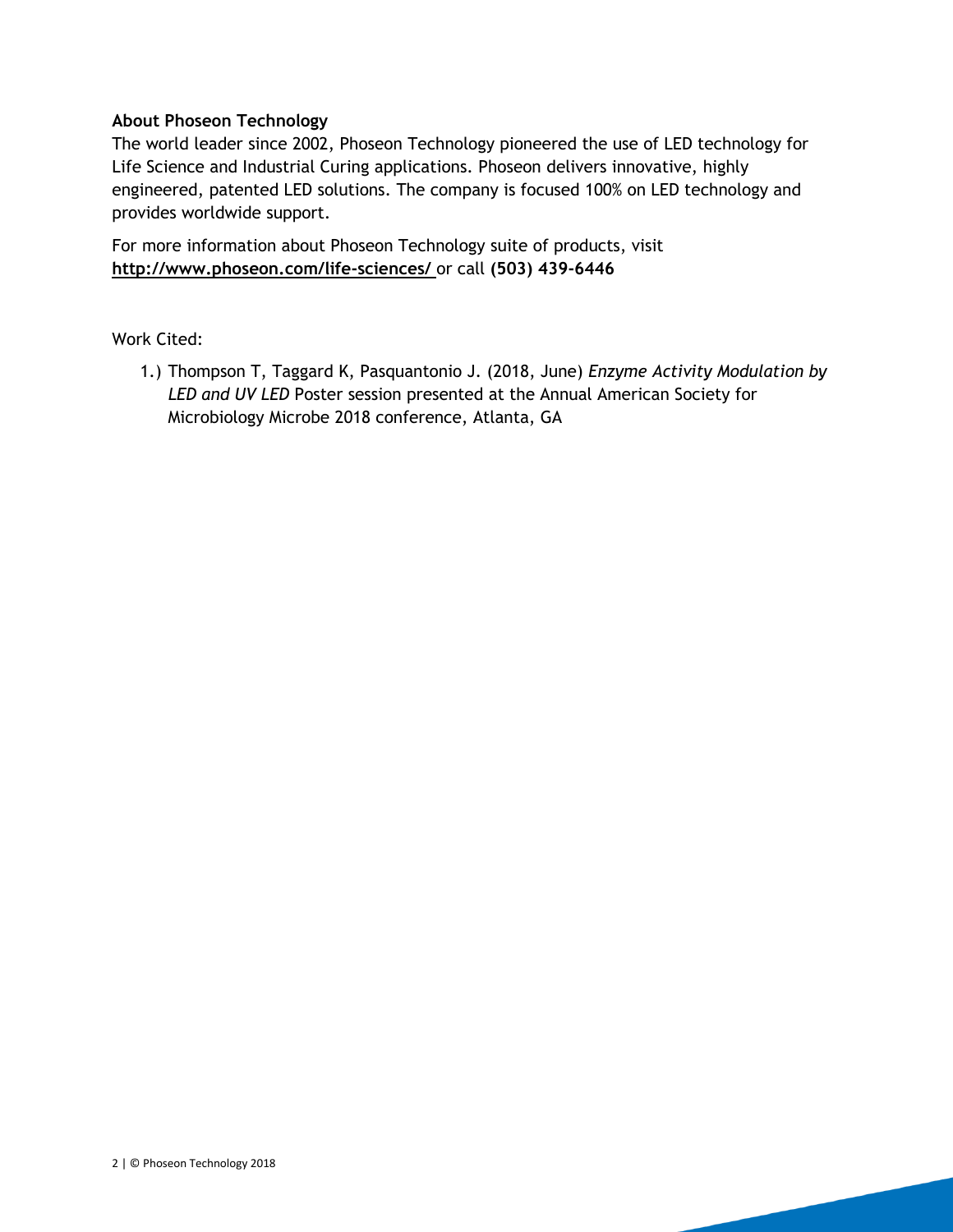**About Phoseon Technology**

The world leader since 2002, Phoseon Technology pioneered the use of LED technology for Life Science and Industrial Curing applications. Phoseon delivers innovative, highly engineered, patented LED solutions. The company is focused 100% on LED technology and provides worldwide support.

For more information about Phoseon Technology suite of products, visit **http://www.phoseon.com/life-sciences/** or call **(503) 439-6446**

Work Cited:

1.) Thompson T, Taggard K, Pasquantonio J. (2018, June) *Enzyme Activity Modulation by LED and UV LED* Poster session presented at the Annual American Society for Microbiology Microbe 2018 conference, Atlanta, GA